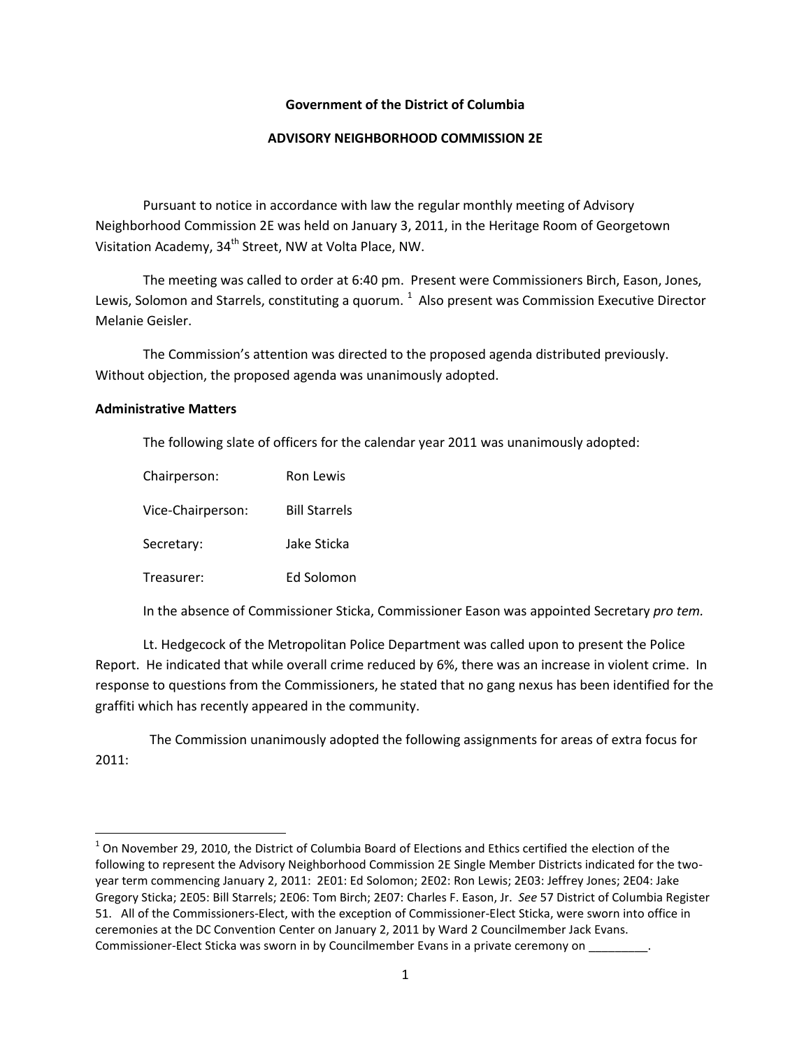**Government of the District of Columbia**

**ADVISORY NEIGHBORHOOD COMMISSION 2E**

Pursuant to notice in accordance with law the regular monthly meeting of Advisory Neighborhood Commission 2E was held on January 3, 2011, in the Heritage Room of Georgetown Visitation Academy, 34th Street, NW at Volta Place, NW.

The meeting was called to order at 6:40 pm. Present were Commissioners Birch, Eason, Jones, Lewis, Solomon and Starrels, constituting a quorum. [1] Also present was Commission Executive Director Melanie Geisler.

The Commission's attention was directed to the proposed agenda distributed previously. Without objection, the proposed agenda was unanimously adopted.

**Administrative Matters**

The following slate of officers for the calendar year 2011 was unanimously adopted:

| | |
|---|---|
| Chairperson: | Ron Lewis |
| Vice-Chairperson: | Bill Starrels |
| Secretary: | Jake Sticka |
| Treasurer: | Ed Solomon |

In the absence of Commissioner Sticka, Commissioner Eason was appointed Secretary *pro tem.*

Lt. Hedgecock of the Metropolitan Police Department was called upon to present the Police Report. He indicated that while overall crime reduced by 6%, there was an increase in violent crime. In response to questions from the Commissioners, he stated that no gang nexus has been identified for the graffiti which has recently appeared in the community.

The Commission unanimously adopted the following assignments for areas of extra focus for 2011:

---

[1] On November 29, 2010, the District of Columbia Board of Elections and Ethics certified the election of the following to represent the Advisory Neighborhood Commission 2E Single Member Districts indicated for the two-year term commencing January 2, 2011: 2E01: Ed Solomon; 2E02: Ron Lewis; 2E03: Jeffrey Jones; 2E04: Jake Gregory Sticka; 2E05: Bill Starrels; 2E06: Tom Birch; 2E07: Charles F. Eason, Jr. *See* 57 District of Columbia Register 51. All of the Commissioners-Elect, with the exception of Commissioner-Elect Sticka, were sworn into office in ceremonies at the DC Convention Center on January 2, 2011 by Ward 2 Councilmember Jack Evans. Commissioner-Elect Sticka was sworn in by Councilmember Evans in a private ceremony on _________.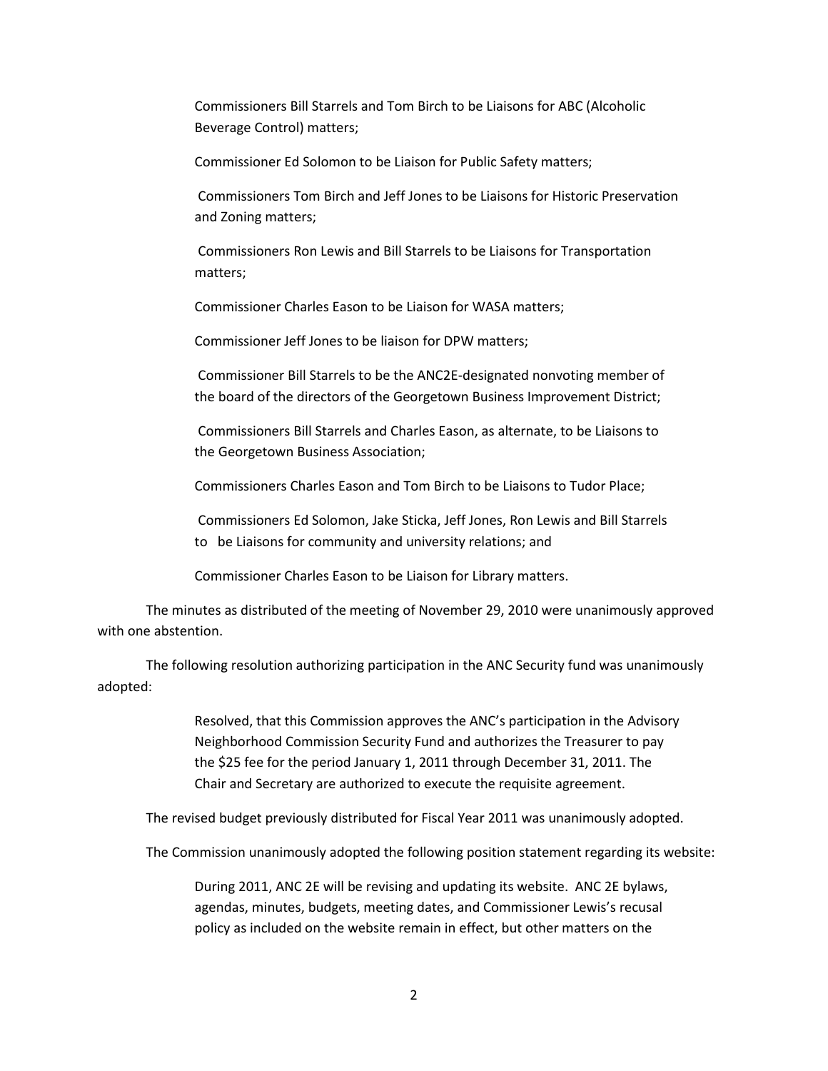Commissioners Bill Starrels and Tom Birch to be Liaisons for ABC (Alcoholic Beverage Control) matters;

Commissioner Ed Solomon to be Liaison for Public Safety matters;

Commissioners Tom Birch and Jeff Jones to be Liaisons for Historic Preservation and Zoning matters;

Commissioners Ron Lewis and Bill Starrels to be Liaisons for Transportation matters;

Commissioner Charles Eason to be Liaison for WASA matters;

Commissioner Jeff Jones to be liaison for DPW matters;

Commissioner Bill Starrels to be the ANC2E-designated nonvoting member of the board of the directors of the Georgetown Business Improvement District;

Commissioners Bill Starrels and Charles Eason, as alternate, to be Liaisons to the Georgetown Business Association;

Commissioners Charles Eason and Tom Birch to be Liaisons to Tudor Place;

Commissioners Ed Solomon, Jake Sticka, Jeff Jones, Ron Lewis and Bill Starrels to be Liaisons for community and university relations; and

Commissioner Charles Eason to be Liaison for Library matters.

The minutes as distributed of the meeting of November 29, 2010 were unanimously approved with one abstention.

The following resolution authorizing participation in the ANC Security fund was unanimously adopted:

> Resolved, that this Commission approves the ANC's participation in the Advisory Neighborhood Commission Security Fund and authorizes the Treasurer to pay the $25 fee for the period January 1, 2011 through December 31, 2011. The Chair and Secretary are authorized to execute the requisite agreement.

The revised budget previously distributed for Fiscal Year 2011 was unanimously adopted.

The Commission unanimously adopted the following position statement regarding its website:

> During 2011, ANC 2E will be revising and updating its website. ANC 2E bylaws, agendas, minutes, budgets, meeting dates, and Commissioner Lewis's recusal policy as included on the website remain in effect, but other matters on the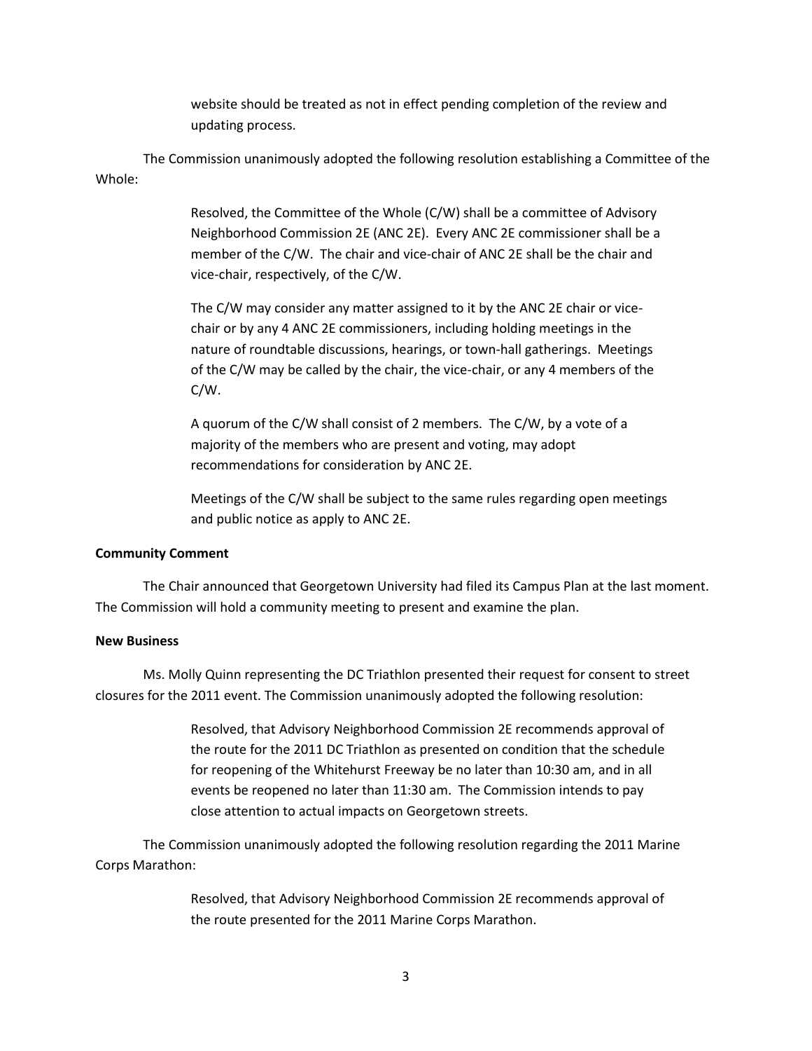> website should be treated as not in effect pending completion of the review and updating process.

The Commission unanimously adopted the following resolution establishing a Committee of the Whole:

> Resolved, the Committee of the Whole (C/W) shall be a committee of Advisory Neighborhood Commission 2E (ANC 2E). Every ANC 2E commissioner shall be a member of the C/W. The chair and vice-chair of ANC 2E shall be the chair and vice-chair, respectively, of the C/W.
>
> The C/W may consider any matter assigned to it by the ANC 2E chair or vice-chair or by any 4 ANC 2E commissioners, including holding meetings in the nature of roundtable discussions, hearings, or town-hall gatherings. Meetings of the C/W may be called by the chair, the vice-chair, or any 4 members of the C/W.
>
> A quorum of the C/W shall consist of 2 members. The C/W, by a vote of a majority of the members who are present and voting, may adopt recommendations for consideration by ANC 2E.
>
> Meetings of the C/W shall be subject to the same rules regarding open meetings and public notice as apply to ANC 2E.

**Community Comment**

The Chair announced that Georgetown University had filed its Campus Plan at the last moment. The Commission will hold a community meeting to present and examine the plan.

**New Business**

Ms. Molly Quinn representing the DC Triathlon presented their request for consent to street closures for the 2011 event. The Commission unanimously adopted the following resolution:

> Resolved, that Advisory Neighborhood Commission 2E recommends approval of the route for the 2011 DC Triathlon as presented on condition that the schedule for reopening of the Whitehurst Freeway be no later than 10:30 am, and in all events be reopened no later than 11:30 am. The Commission intends to pay close attention to actual impacts on Georgetown streets.

The Commission unanimously adopted the following resolution regarding the 2011 Marine Corps Marathon:

> Resolved, that Advisory Neighborhood Commission 2E recommends approval of the route presented for the 2011 Marine Corps Marathon.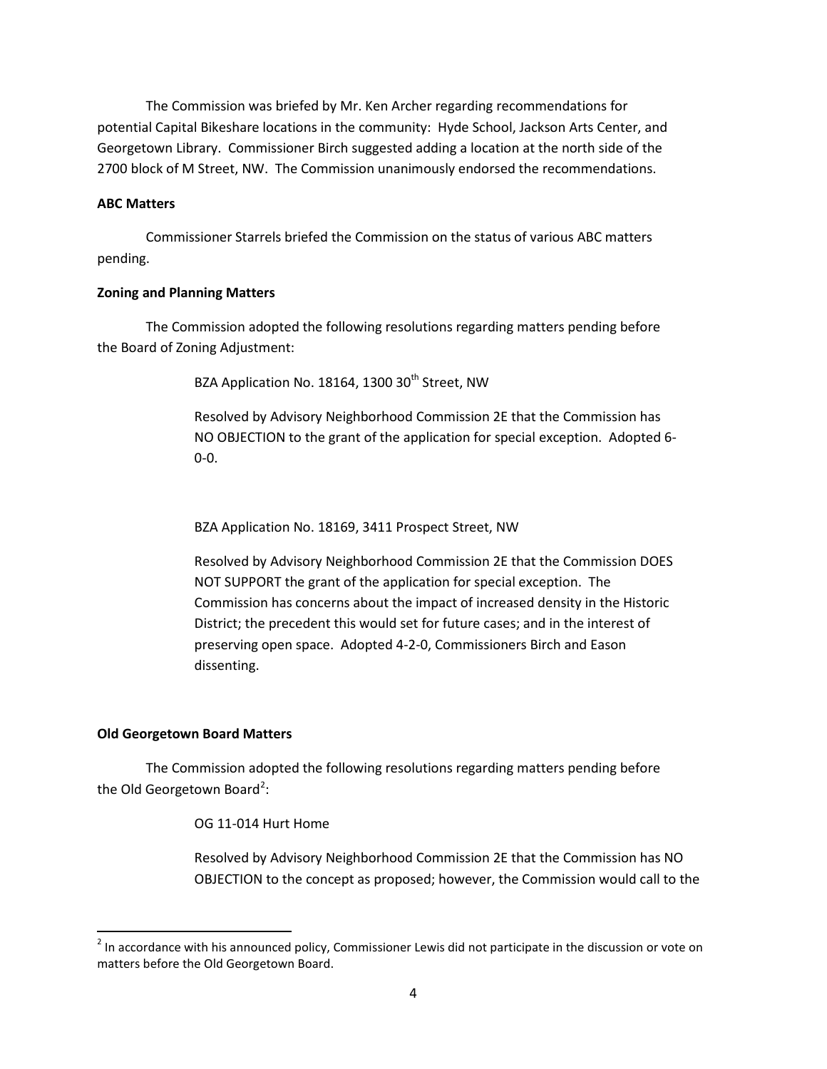The Commission was briefed by Mr. Ken Archer regarding recommendations for potential Capital Bikeshare locations in the community: Hyde School, Jackson Arts Center, and Georgetown Library. Commissioner Birch suggested adding a location at the north side of the 2700 block of M Street, NW. The Commission unanimously endorsed the recommendations.

**ABC Matters**

Commissioner Starrels briefed the Commission on the status of various ABC matters pending.

**Zoning and Planning Matters**

The Commission adopted the following resolutions regarding matters pending before the Board of Zoning Adjustment:

> BZA Application No. 18164, 1300 30th Street, NW
>
> Resolved by Advisory Neighborhood Commission 2E that the Commission has NO OBJECTION to the grant of the application for special exception. Adopted 6-0-0.
>
> BZA Application No. 18169, 3411 Prospect Street, NW
>
> Resolved by Advisory Neighborhood Commission 2E that the Commission DOES NOT SUPPORT the grant of the application for special exception. The Commission has concerns about the impact of increased density in the Historic District; the precedent this would set for future cases; and in the interest of preserving open space. Adopted 4-2-0, Commissioners Birch and Eason dissenting.

**Old Georgetown Board Matters**

The Commission adopted the following resolutions regarding matters pending before the Old Georgetown Board[2]:

> OG 11-014 Hurt Home
>
> Resolved by Advisory Neighborhood Commission 2E that the Commission has NO OBJECTION to the concept as proposed; however, the Commission would call to the

[2] In accordance with his announced policy, Commissioner Lewis did not participate in the discussion or vote on matters before the Old Georgetown Board.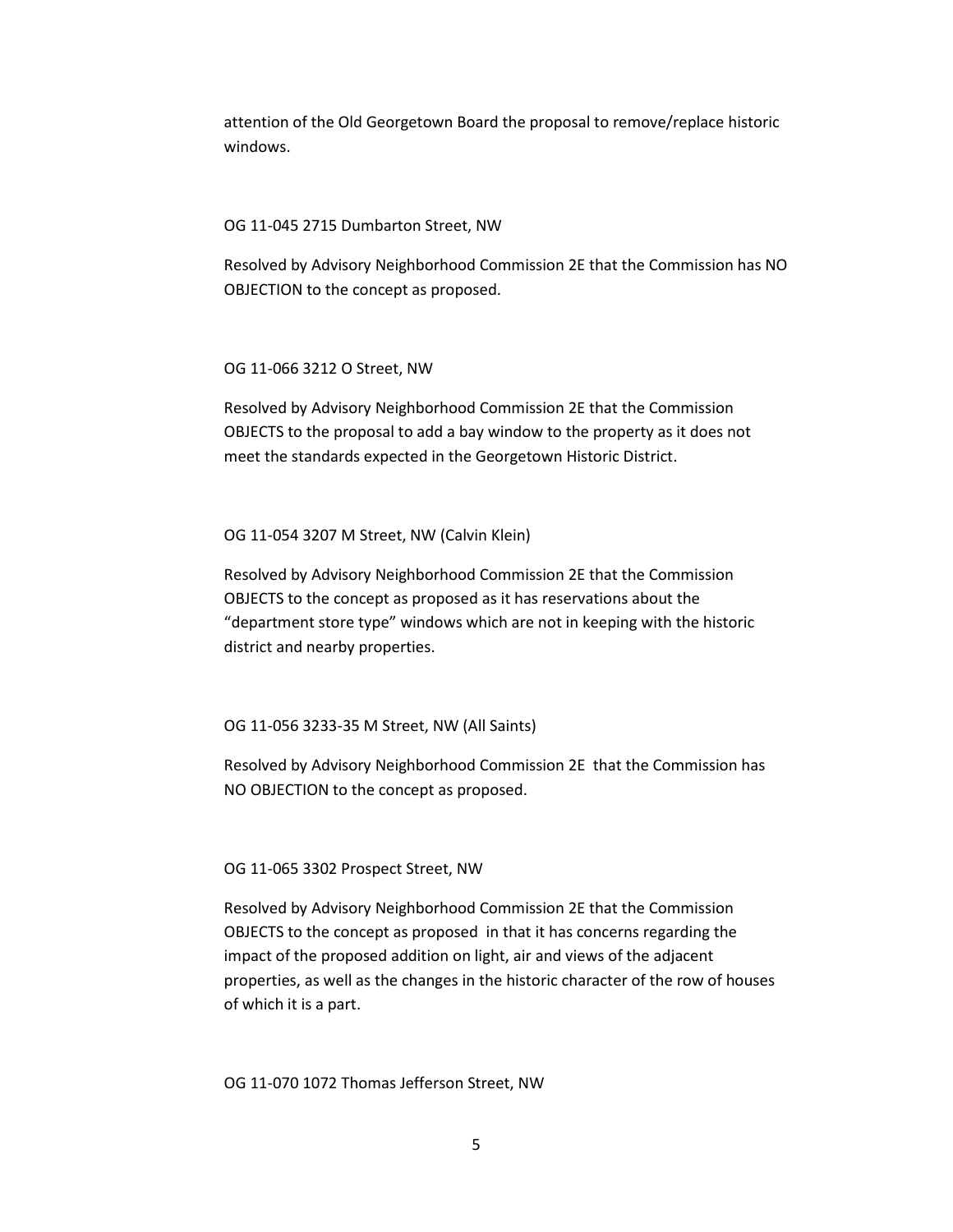attention of the Old Georgetown Board the proposal to remove/replace historic windows.

OG 11-045 2715 Dumbarton Street, NW

Resolved by Advisory Neighborhood Commission 2E that the Commission has NO OBJECTION to the concept as proposed.

OG 11-066 3212 O Street, NW

Resolved by Advisory Neighborhood Commission 2E that the Commission OBJECTS to the proposal to add a bay window to the property as it does not meet the standards expected in the Georgetown Historic District.

OG 11-054 3207 M Street, NW (Calvin Klein)

Resolved by Advisory Neighborhood Commission 2E that the Commission OBJECTS to the concept as proposed as it has reservations about the "department store type" windows which are not in keeping with the historic district and nearby properties.

OG 11-056 3233-35 M Street, NW (All Saints)

Resolved by Advisory Neighborhood Commission 2E that the Commission has NO OBJECTION to the concept as proposed.

OG 11-065 3302 Prospect Street, NW

Resolved by Advisory Neighborhood Commission 2E that the Commission OBJECTS to the concept as proposed in that it has concerns regarding the impact of the proposed addition on light, air and views of the adjacent properties, as well as the changes in the historic character of the row of houses of which it is a part.

OG 11-070 1072 Thomas Jefferson Street, NW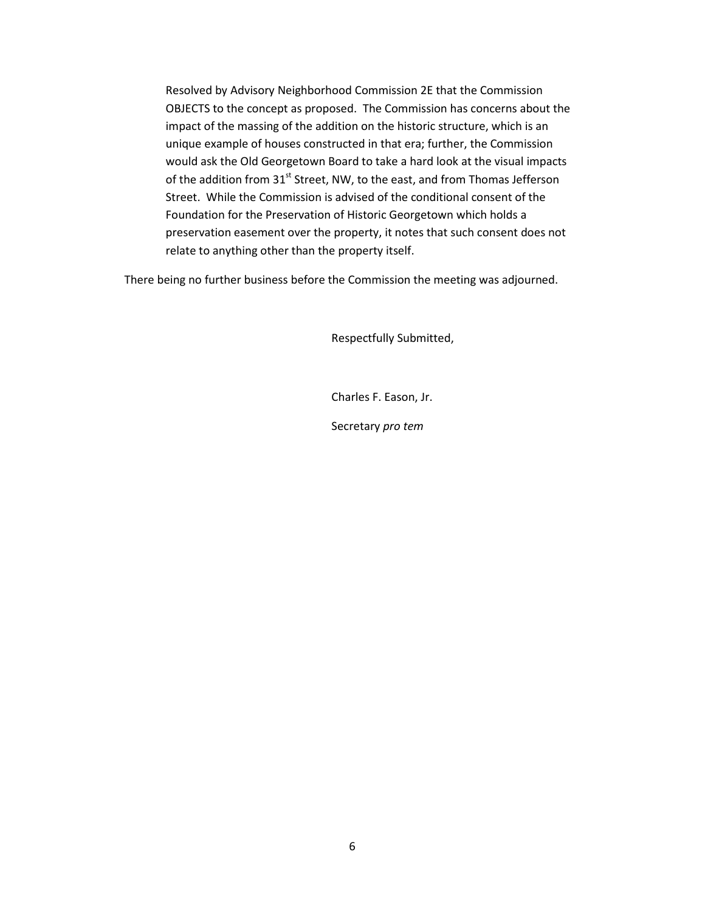Resolved by Advisory Neighborhood Commission 2E that the Commission OBJECTS to the concept as proposed. The Commission has concerns about the impact of the massing of the addition on the historic structure, which is an unique example of houses constructed in that era; further, the Commission would ask the Old Georgetown Board to take a hard look at the visual impacts of the addition from 31st Street, NW, to the east, and from Thomas Jefferson Street. While the Commission is advised of the conditional consent of the Foundation for the Preservation of Historic Georgetown which holds a preservation easement over the property, it notes that such consent does not relate to anything other than the property itself.

There being no further business before the Commission the meeting was adjourned.

Respectfully Submitted,

Charles F. Eason, Jr.

Secretary *pro tem*